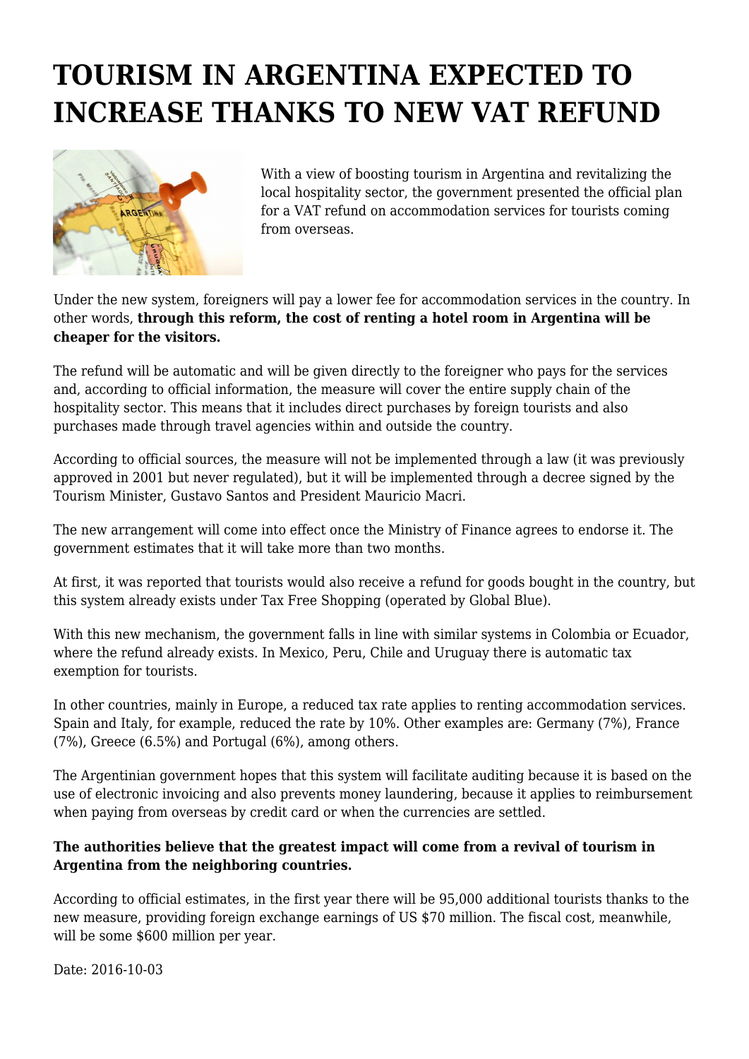# TOURISM IN ARGENTINA EXPECTED TO INCREASE THANKS TO NEW VAT REFUND

With a view of boosting tourism in Argentina and revitalizing the local hospitality sector, the government presented the official plan for a VAT refund on accommodation services for tourists coming from overseas.

Under the new system, foreigners will pay a lower fee for accommodation services in the country. In other words, **through this reform, the cost of renting a hotel room in Argentina will be cheaper for the visitors.**

The refund will be automatic and will be given directly to the foreigner who pays for the services and, according to official information, the measure will cover the entire supply chain of the hospitality sector. This means that it includes direct purchases by foreign tourists and also purchases made through travel agencies within and outside the country.

According to official sources, the measure will not be implemented through a law (it was previously approved in 2001 but never regulated), but it will be implemented through a decree signed by the Tourism Minister, Gustavo Santos and President Mauricio Macri.

The new arrangement will come into effect once the Ministry of Finance agrees to endorse it. The government estimates that it will take more than two months.

At first, it was reported that tourists would also receive a refund for goods bought in the country, but this system already exists under Tax Free Shopping (operated by Global Blue).

With this new mechanism, the government falls in line with similar systems in Colombia or Ecuador, where the refund already exists. In Mexico, Peru, Chile and Uruguay there is automatic tax exemption for tourists.

In other countries, mainly in Europe, a reduced tax rate applies to renting accommodation services. Spain and Italy, for example, reduced the rate by 10%. Other examples are: Germany (7%), France (7%), Greece (6.5%) and Portugal (6%), among others.

The Argentinian government hopes that this system will facilitate auditing because it is based on the use of electronic invoicing and also prevents money laundering, because it applies to reimbursement when paying from overseas by credit card or when the currencies are settled.

**The authorities believe that the greatest impact will come from a revival of tourism in Argentina from the neighboring countries.**

According to official estimates, in the first year there will be 95,000 additional tourists thanks to the new measure, providing foreign exchange earnings of US $70 million. The fiscal cost, meanwhile, will be some $600 million per year.

Date: 2016-10-03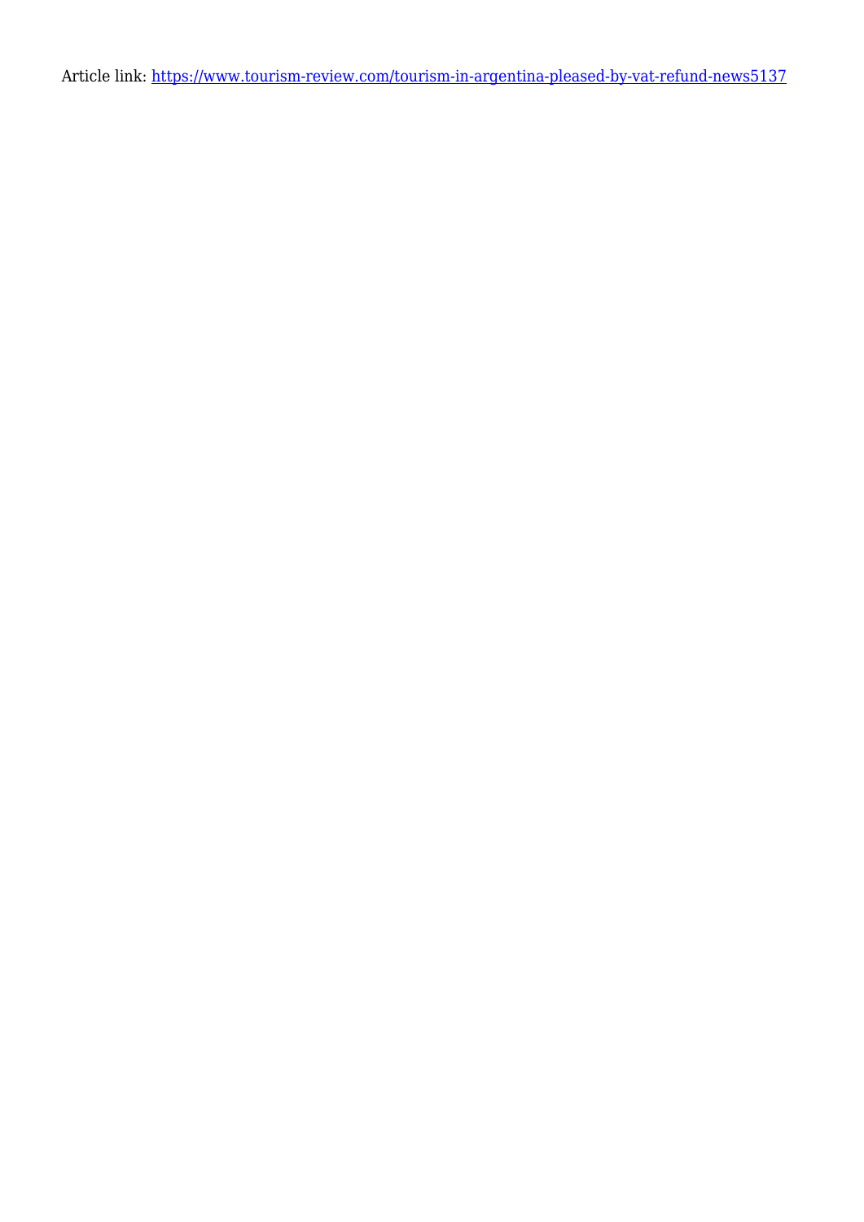Article link: [https://www.tourism-review.com/tourism-in-argentina-pleased-by-vat-refund-news5137](https://www.tourism-review.com/tourism-in-argentina-pleased-by-vat-refund-news5137)